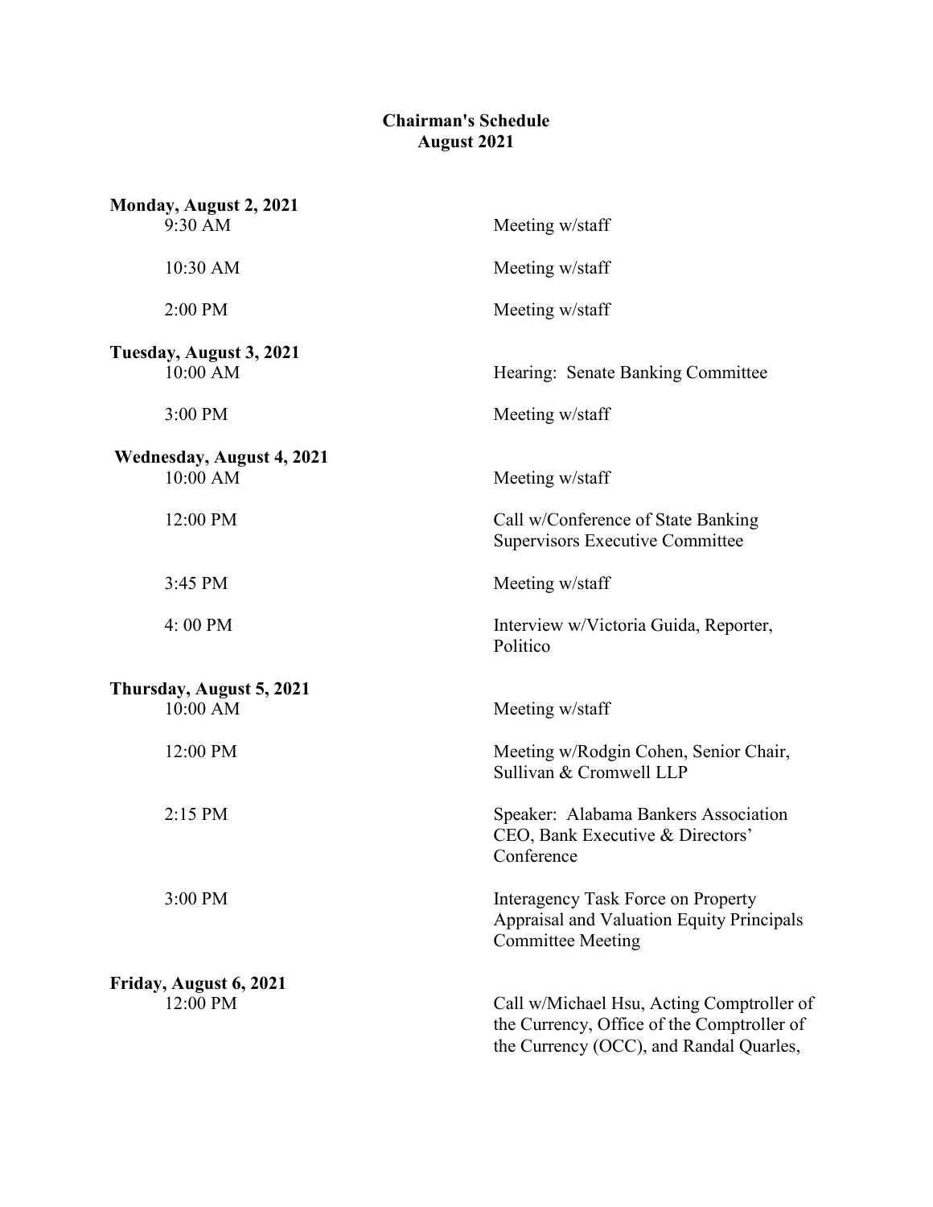# Chairman's Schedule
## August 2021

**Monday, August 2, 2021**

| | |
|---|---|
| 9:30 AM | Meeting w/staff |
| 10:30 AM | Meeting w/staff |
| 2:00 PM | Meeting w/staff |

**Tuesday, August 3, 2021**

| | |
|---|---|
| 10:00 AM | Hearing: Senate Banking Committee |
| 3:00 PM | Meeting w/staff |

**Wednesday, August 4, 2021**

| | |
|---|---|
| 10:00 AM | Meeting w/staff |
| 12:00 PM | Call w/Conference of State Banking Supervisors Executive Committee |
| 3:45 PM | Meeting w/staff |
| 4: 00 PM | Interview w/Victoria Guida, Reporter, Politico |

**Thursday, August 5, 2021**

| | |
|---|---|
| 10:00 AM | Meeting w/staff |
| 12:00 PM | Meeting w/Rodgin Cohen, Senior Chair, Sullivan & Cromwell LLP |
| 2:15 PM | Speaker: Alabama Bankers Association CEO, Bank Executive & Directors' Conference |
| 3:00 PM | Interagency Task Force on Property Appraisal and Valuation Equity Principals Committee Meeting |

**Friday, August 6, 2021**

| | |
|---|---|
| 12:00 PM | Call w/Michael Hsu, Acting Comptroller of the Currency, Office of the Comptroller of the Currency (OCC), and Randal Quarles, |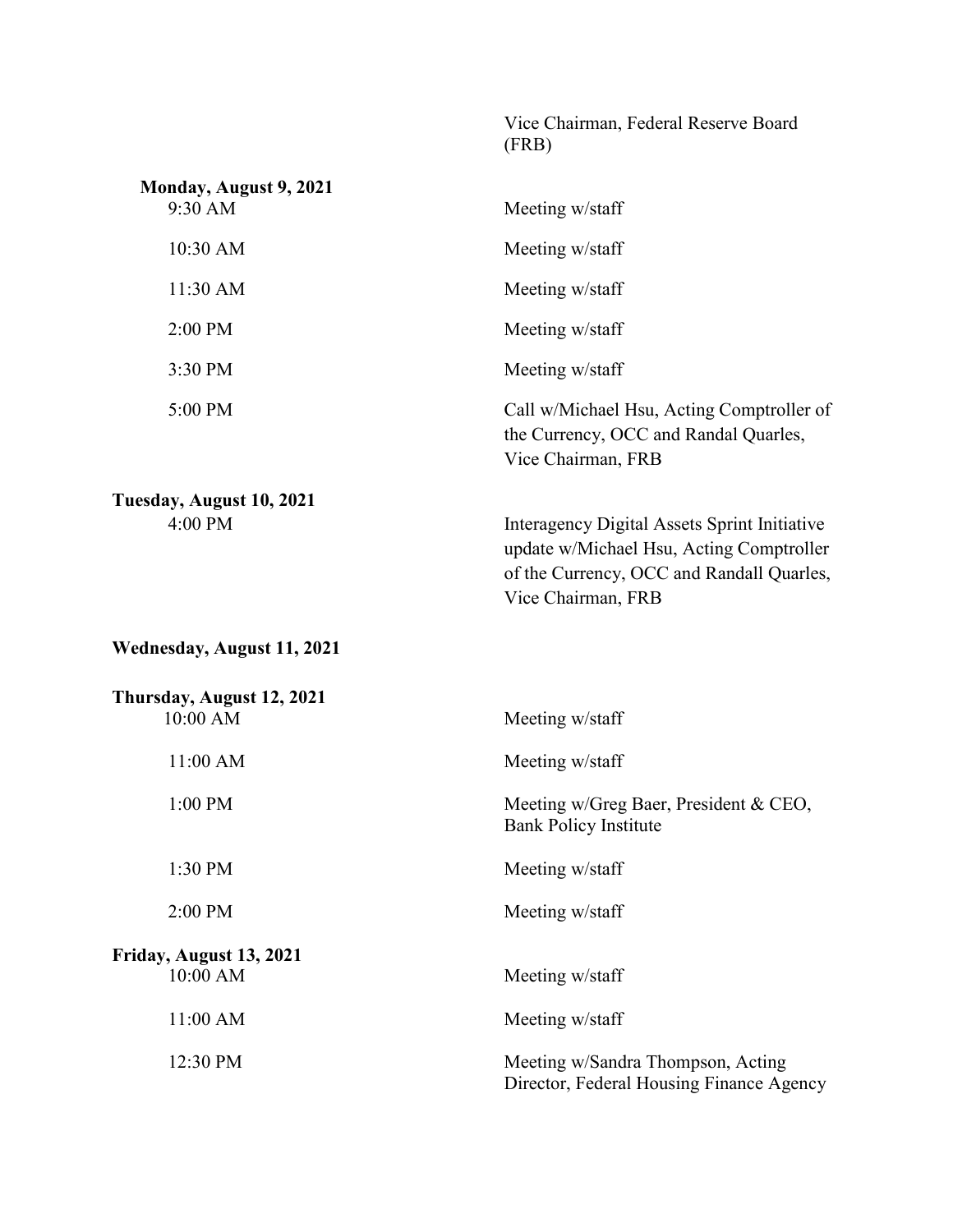Vice Chairman, Federal Reserve Board (FRB)

**Monday, August 9, 2021**

| | |
|---|---|
| 9:30 AM | Meeting w/staff |
| 10:30 AM | Meeting w/staff |
| 11:30 AM | Meeting w/staff |
| 2:00 PM | Meeting w/staff |
| 3:30 PM | Meeting w/staff |
| 5:00 PM | Call w/Michael Hsu, Acting Comptroller of the Currency, OCC and Randal Quarles, Vice Chairman, FRB |

**Tuesday, August 10, 2021**

| | |
|---|---|
| 4:00 PM | Interagency Digital Assets Sprint Initiative update w/Michael Hsu, Acting Comptroller of the Currency, OCC and Randall Quarles, Vice Chairman, FRB |

**Wednesday, August 11, 2021**

**Thursday, August 12, 2021**

| | |
|---|---|
| 10:00 AM | Meeting w/staff |
| 11:00 AM | Meeting w/staff |
| 1:00 PM | Meeting w/Greg Baer, President & CEO, Bank Policy Institute |
| 1:30 PM | Meeting w/staff |
| 2:00 PM | Meeting w/staff |

**Friday, August 13, 2021**

| | |
|---|---|
| 10:00 AM | Meeting w/staff |
| 11:00 AM | Meeting w/staff |
| 12:30 PM | Meeting w/Sandra Thompson, Acting Director, Federal Housing Finance Agency |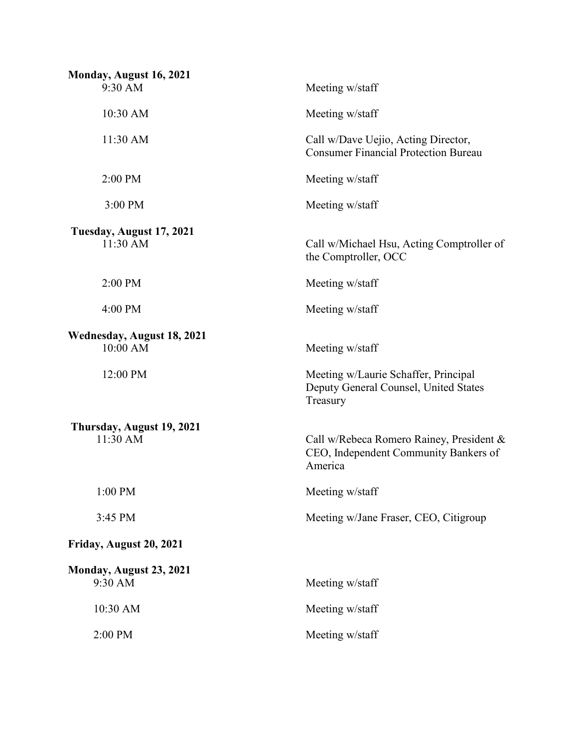**Monday, August 16, 2021**

| | |
|---|---|
| 9:30 AM | Meeting w/staff |
| 10:30 AM | Meeting w/staff |
| 11:30 AM | Call w/Dave Uejio, Acting Director, Consumer Financial Protection Bureau |
| 2:00 PM | Meeting w/staff |
| 3:00 PM | Meeting w/staff |

**Tuesday, August 17, 2021**

| | |
|---|---|
| 11:30 AM | Call w/Michael Hsu, Acting Comptroller of the Comptroller, OCC |
| 2:00 PM | Meeting w/staff |
| 4:00 PM | Meeting w/staff |

**Wednesday, August 18, 2021**

| | |
|---|---|
| 10:00 AM | Meeting w/staff |
| 12:00 PM | Meeting w/Laurie Schaffer, Principal Deputy General Counsel, United States Treasury |

**Thursday, August 19, 2021**

| | |
|---|---|
| 11:30 AM | Call w/Rebeca Romero Rainey, President & CEO, Independent Community Bankers of America |
| 1:00 PM | Meeting w/staff |
| 3:45 PM | Meeting w/Jane Fraser, CEO, Citigroup |

**Friday, August 20, 2021**

**Monday, August 23, 2021**

| | |
|---|---|
| 9:30 AM | Meeting w/staff |
| 10:30 AM | Meeting w/staff |
| 2:00 PM | Meeting w/staff |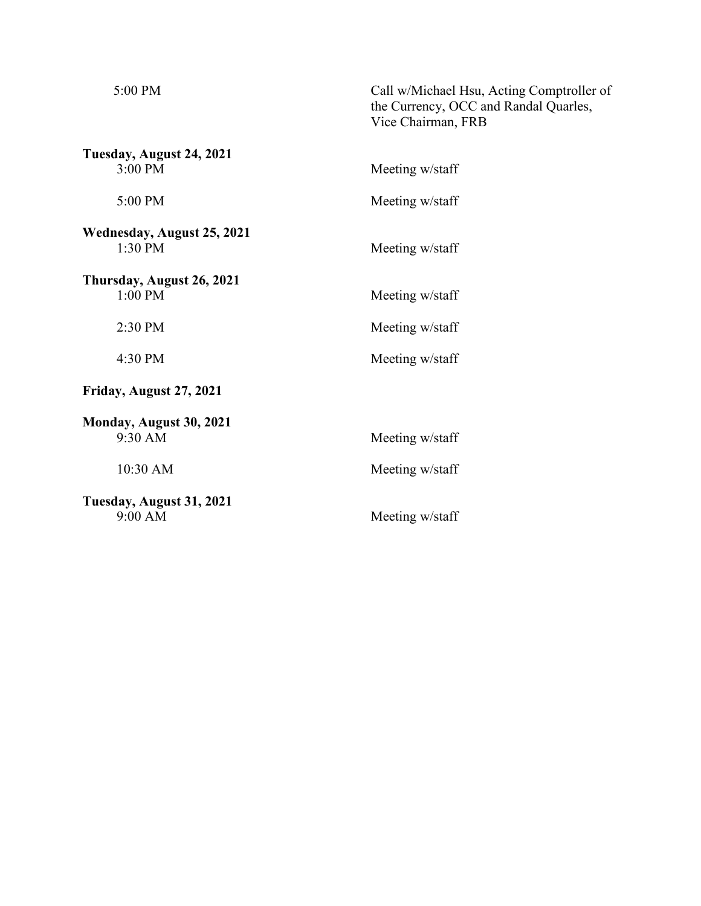5:00 PM — Call w/Michael Hsu, Acting Comptroller of the Currency, OCC and Randal Quarles, Vice Chairman, FRB

**Tuesday, August 24, 2021**

3:00 PM — Meeting w/staff

5:00 PM — Meeting w/staff

**Wednesday, August 25, 2021**

1:30 PM — Meeting w/staff

**Thursday, August 26, 2021**

1:00 PM — Meeting w/staff

2:30 PM — Meeting w/staff

4:30 PM — Meeting w/staff

**Friday, August 27, 2021**

**Monday, August 30, 2021**

9:30 AM — Meeting w/staff

10:30 AM — Meeting w/staff

**Tuesday, August 31, 2021**

9:00 AM — Meeting w/staff